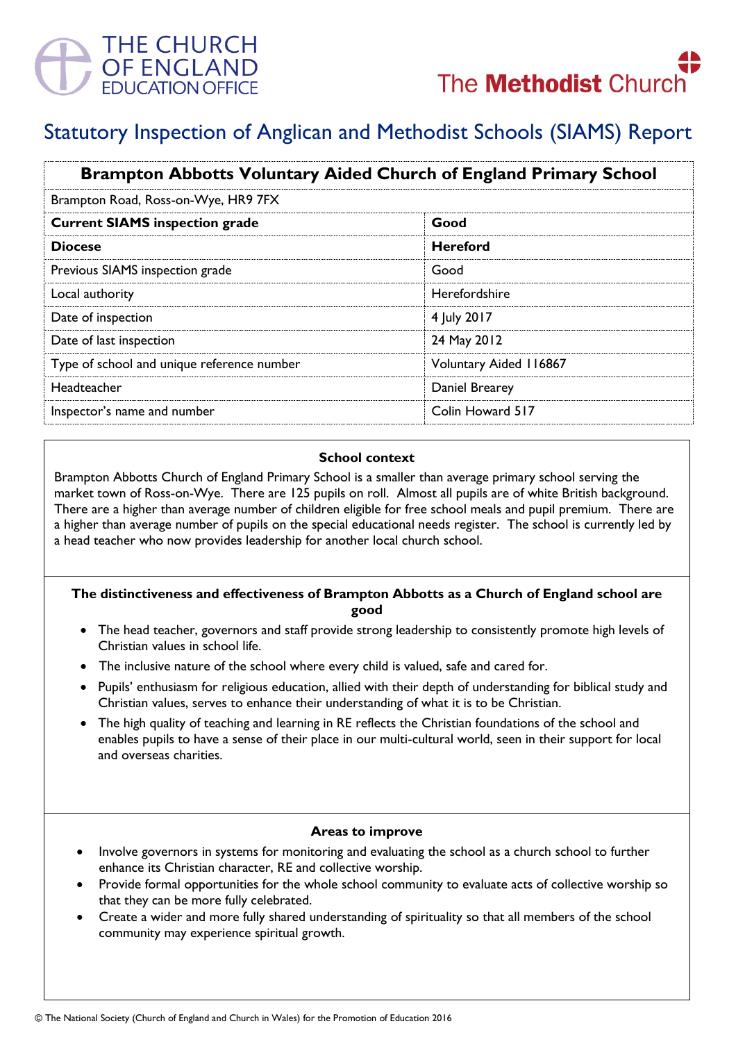THE CHURCH OF ENGLAND EDUCATION OFFICE

The Methodist Church

# Statutory Inspection of Anglican and Methodist Schools (SIAMS) Report

| **Brampton Abbotts Voluntary Aided Church of England Primary School** | |
|---|---|
| Brampton Road, Ross-on-Wye, HR9 7FX | |
| **Current SIAMS inspection grade** | **Good** |
| **Diocese** | **Hereford** |
| Previous SIAMS inspection grade | Good |
| Local authority | Herefordshire |
| Date of inspection | 4 July 2017 |
| Date of last inspection | 24 May 2012 |
| Type of school and unique reference number | Voluntary Aided 116867 |
| Headteacher | Daniel Brearey |
| Inspector's name and number | Colin Howard 517 |

### School context

Brampton Abbotts Church of England Primary School is a smaller than average primary school serving the market town of Ross-on-Wye. There are 125 pupils on roll. Almost all pupils are of white British background. There are a higher than average number of children eligible for free school meals and pupil premium. There are a higher than average number of pupils on the special educational needs register. The school is currently led by a head teacher who now provides leadership for another local church school.

### The distinctiveness and effectiveness of Brampton Abbotts as a Church of England school are good

- The head teacher, governors and staff provide strong leadership to consistently promote high levels of Christian values in school life.
- The inclusive nature of the school where every child is valued, safe and cared for.
- Pupils' enthusiasm for religious education, allied with their depth of understanding for biblical study and Christian values, serves to enhance their understanding of what it is to be Christian.
- The high quality of teaching and learning in RE reflects the Christian foundations of the school and enables pupils to have a sense of their place in our multi-cultural world, seen in their support for local and overseas charities.

### Areas to improve

- Involve governors in systems for monitoring and evaluating the school as a church school to further enhance its Christian character, RE and collective worship.
- Provide formal opportunities for the whole school community to evaluate acts of collective worship so that they can be more fully celebrated.
- Create a wider and more fully shared understanding of spirituality so that all members of the school community may experience spiritual growth.

© The National Society (Church of England and Church in Wales) for the Promotion of Education 2016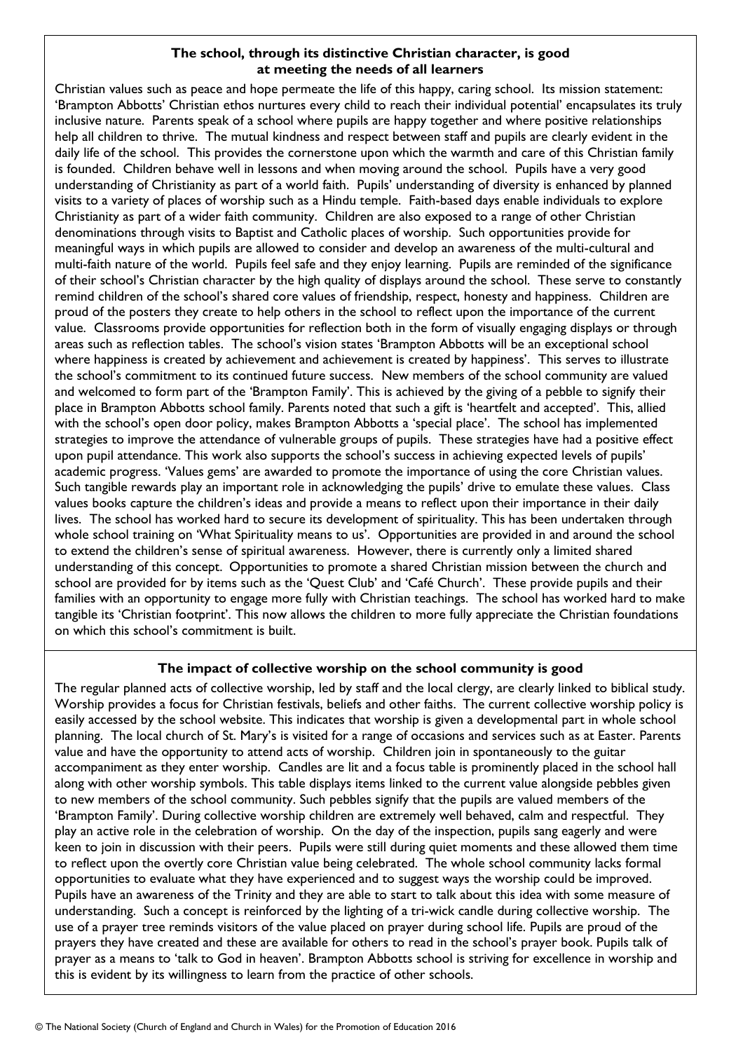## The school, through its distinctive Christian character, is good at meeting the needs of all learners

Christian values such as peace and hope permeate the life of this happy, caring school. Its mission statement: 'Brampton Abbotts' Christian ethos nurtures every child to reach their individual potential' encapsulates its truly inclusive nature. Parents speak of a school where pupils are happy together and where positive relationships help all children to thrive. The mutual kindness and respect between staff and pupils are clearly evident in the daily life of the school. This provides the cornerstone upon which the warmth and care of this Christian family is founded. Children behave well in lessons and when moving around the school. Pupils have a very good understanding of Christianity as part of a world faith. Pupils' understanding of diversity is enhanced by planned visits to a variety of places of worship such as a Hindu temple. Faith-based days enable individuals to explore Christianity as part of a wider faith community. Children are also exposed to a range of other Christian denominations through visits to Baptist and Catholic places of worship. Such opportunities provide for meaningful ways in which pupils are allowed to consider and develop an awareness of the multi-cultural and multi-faith nature of the world. Pupils feel safe and they enjoy learning. Pupils are reminded of the significance of their school's Christian character by the high quality of displays around the school. These serve to constantly remind children of the school's shared core values of friendship, respect, honesty and happiness. Children are proud of the posters they create to help others in the school to reflect upon the importance of the current value. Classrooms provide opportunities for reflection both in the form of visually engaging displays or through areas such as reflection tables. The school's vision states 'Brampton Abbotts will be an exceptional school where happiness is created by achievement and achievement is created by happiness'. This serves to illustrate the school's commitment to its continued future success. New members of the school community are valued and welcomed to form part of the 'Brampton Family'. This is achieved by the giving of a pebble to signify their place in Brampton Abbotts school family. Parents noted that such a gift is 'heartfelt and accepted'. This, allied with the school's open door policy, makes Brampton Abbotts a 'special place'. The school has implemented strategies to improve the attendance of vulnerable groups of pupils. These strategies have had a positive effect upon pupil attendance. This work also supports the school's success in achieving expected levels of pupils' academic progress. 'Values gems' are awarded to promote the importance of using the core Christian values. Such tangible rewards play an important role in acknowledging the pupils' drive to emulate these values. Class values books capture the children's ideas and provide a means to reflect upon their importance in their daily lives. The school has worked hard to secure its development of spirituality. This has been undertaken through whole school training on 'What Spirituality means to us'. Opportunities are provided in and around the school to extend the children's sense of spiritual awareness. However, there is currently only a limited shared understanding of this concept. Opportunities to promote a shared Christian mission between the church and school are provided for by items such as the 'Quest Club' and 'Café Church'. These provide pupils and their families with an opportunity to engage more fully with Christian teachings. The school has worked hard to make tangible its 'Christian footprint'. This now allows the children to more fully appreciate the Christian foundations on which this school's commitment is built.

## The impact of collective worship on the school community is good

The regular planned acts of collective worship, led by staff and the local clergy, are clearly linked to biblical study. Worship provides a focus for Christian festivals, beliefs and other faiths. The current collective worship policy is easily accessed by the school website. This indicates that worship is given a developmental part in whole school planning. The local church of St. Mary's is visited for a range of occasions and services such as at Easter. Parents value and have the opportunity to attend acts of worship. Children join in spontaneously to the guitar accompaniment as they enter worship. Candles are lit and a focus table is prominently placed in the school hall along with other worship symbols. This table displays items linked to the current value alongside pebbles given to new members of the school community. Such pebbles signify that the pupils are valued members of the 'Brampton Family'. During collective worship children are extremely well behaved, calm and respectful. They play an active role in the celebration of worship. On the day of the inspection, pupils sang eagerly and were keen to join in discussion with their peers. Pupils were still during quiet moments and these allowed them time to reflect upon the overtly core Christian value being celebrated. The whole school community lacks formal opportunities to evaluate what they have experienced and to suggest ways the worship could be improved. Pupils have an awareness of the Trinity and they are able to start to talk about this idea with some measure of understanding. Such a concept is reinforced by the lighting of a tri-wick candle during collective worship. The use of a prayer tree reminds visitors of the value placed on prayer during school life. Pupils are proud of the prayers they have created and these are available for others to read in the school's prayer book. Pupils talk of prayer as a means to 'talk to God in heaven'. Brampton Abbotts school is striving for excellence in worship and this is evident by its willingness to learn from the practice of other schools.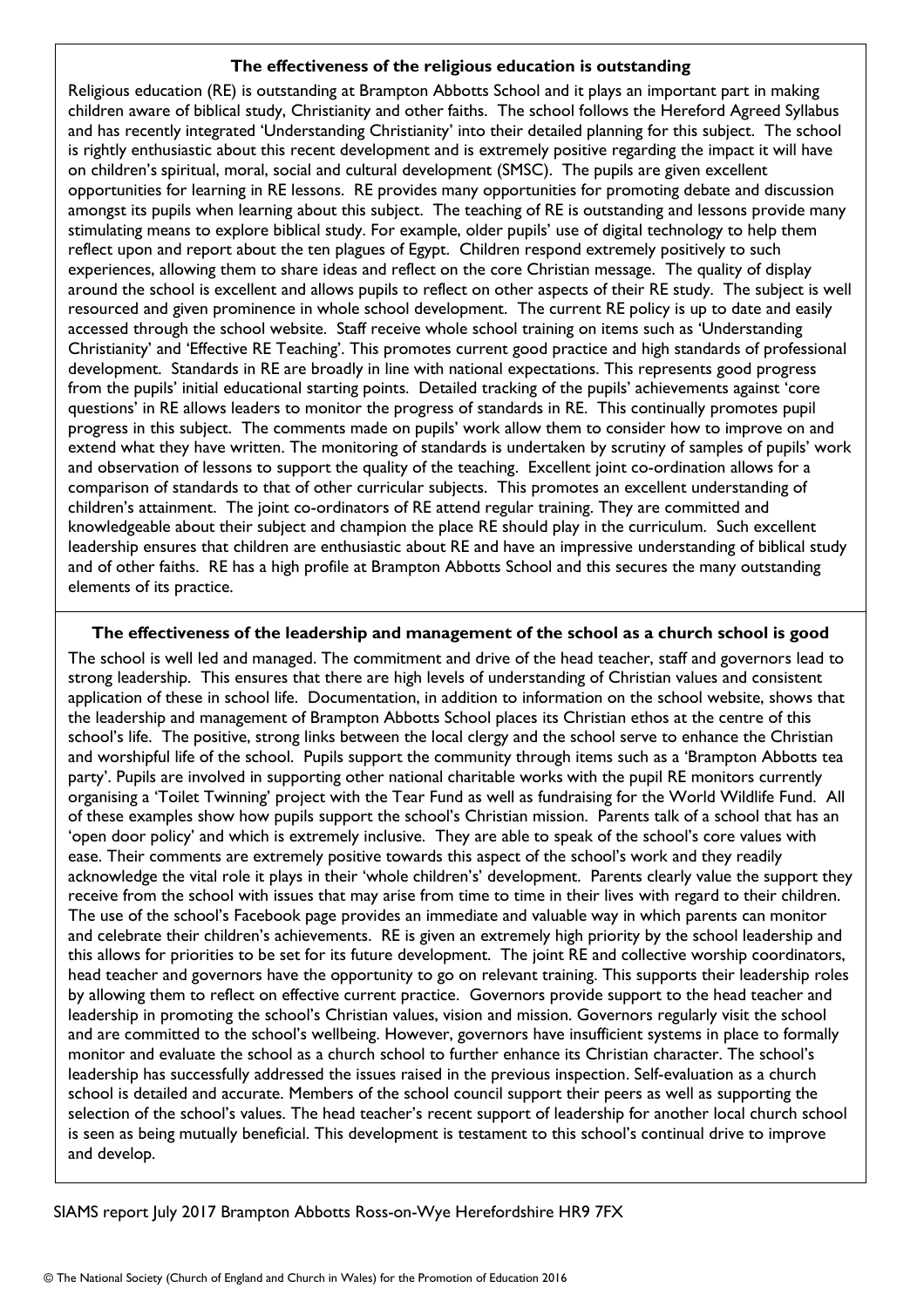### The effectiveness of the religious education is outstanding

Religious education (RE) is outstanding at Brampton Abbotts School and it plays an important part in making children aware of biblical study, Christianity and other faiths. The school follows the Hereford Agreed Syllabus and has recently integrated 'Understanding Christianity' into their detailed planning for this subject. The school is rightly enthusiastic about this recent development and is extremely positive regarding the impact it will have on children's spiritual, moral, social and cultural development (SMSC). The pupils are given excellent opportunities for learning in RE lessons. RE provides many opportunities for promoting debate and discussion amongst its pupils when learning about this subject. The teaching of RE is outstanding and lessons provide many stimulating means to explore biblical study. For example, older pupils' use of digital technology to help them reflect upon and report about the ten plagues of Egypt. Children respond extremely positively to such experiences, allowing them to share ideas and reflect on the core Christian message. The quality of display around the school is excellent and allows pupils to reflect on other aspects of their RE study. The subject is well resourced and given prominence in whole school development. The current RE policy is up to date and easily accessed through the school website. Staff receive whole school training on items such as 'Understanding Christianity' and 'Effective RE Teaching'. This promotes current good practice and high standards of professional development. Standards in RE are broadly in line with national expectations. This represents good progress from the pupils' initial educational starting points. Detailed tracking of the pupils' achievements against 'core questions' in RE allows leaders to monitor the progress of standards in RE. This continually promotes pupil progress in this subject. The comments made on pupils' work allow them to consider how to improve on and extend what they have written. The monitoring of standards is undertaken by scrutiny of samples of pupils' work and observation of lessons to support the quality of the teaching. Excellent joint co-ordination allows for a comparison of standards to that of other curricular subjects. This promotes an excellent understanding of children's attainment. The joint co-ordinators of RE attend regular training. They are committed and knowledgeable about their subject and champion the place RE should play in the curriculum. Such excellent leadership ensures that children are enthusiastic about RE and have an impressive understanding of biblical study and of other faiths. RE has a high profile at Brampton Abbotts School and this secures the many outstanding elements of its practice.

### The effectiveness of the leadership and management of the school as a church school is good

The school is well led and managed. The commitment and drive of the head teacher, staff and governors lead to strong leadership. This ensures that there are high levels of understanding of Christian values and consistent application of these in school life. Documentation, in addition to information on the school website, shows that the leadership and management of Brampton Abbotts School places its Christian ethos at the centre of this school's life. The positive, strong links between the local clergy and the school serve to enhance the Christian and worshipful life of the school. Pupils support the community through items such as a 'Brampton Abbotts tea party'. Pupils are involved in supporting other national charitable works with the pupil RE monitors currently organising a 'Toilet Twinning' project with the Tear Fund as well as fundraising for the World Wildlife Fund. All of these examples show how pupils support the school's Christian mission. Parents talk of a school that has an 'open door policy' and which is extremely inclusive. They are able to speak of the school's core values with ease. Their comments are extremely positive towards this aspect of the school's work and they readily acknowledge the vital role it plays in their 'whole children's' development. Parents clearly value the support they receive from the school with issues that may arise from time to time in their lives with regard to their children. The use of the school's Facebook page provides an immediate and valuable way in which parents can monitor and celebrate their children's achievements. RE is given an extremely high priority by the school leadership and this allows for priorities to be set for its future development. The joint RE and collective worship coordinators, head teacher and governors have the opportunity to go on relevant training. This supports their leadership roles by allowing them to reflect on effective current practice. Governors provide support to the head teacher and leadership in promoting the school's Christian values, vision and mission. Governors regularly visit the school and are committed to the school's wellbeing. However, governors have insufficient systems in place to formally monitor and evaluate the school as a church school to further enhance its Christian character. The school's leadership has successfully addressed the issues raised in the previous inspection. Self-evaluation as a church school is detailed and accurate. Members of the school council support their peers as well as supporting the selection of the school's values. The head teacher's recent support of leadership for another local church school is seen as being mutually beneficial. This development is testament to this school's continual drive to improve and develop.

SIAMS report July 2017 Brampton Abbotts Ross-on-Wye Herefordshire HR9 7FX